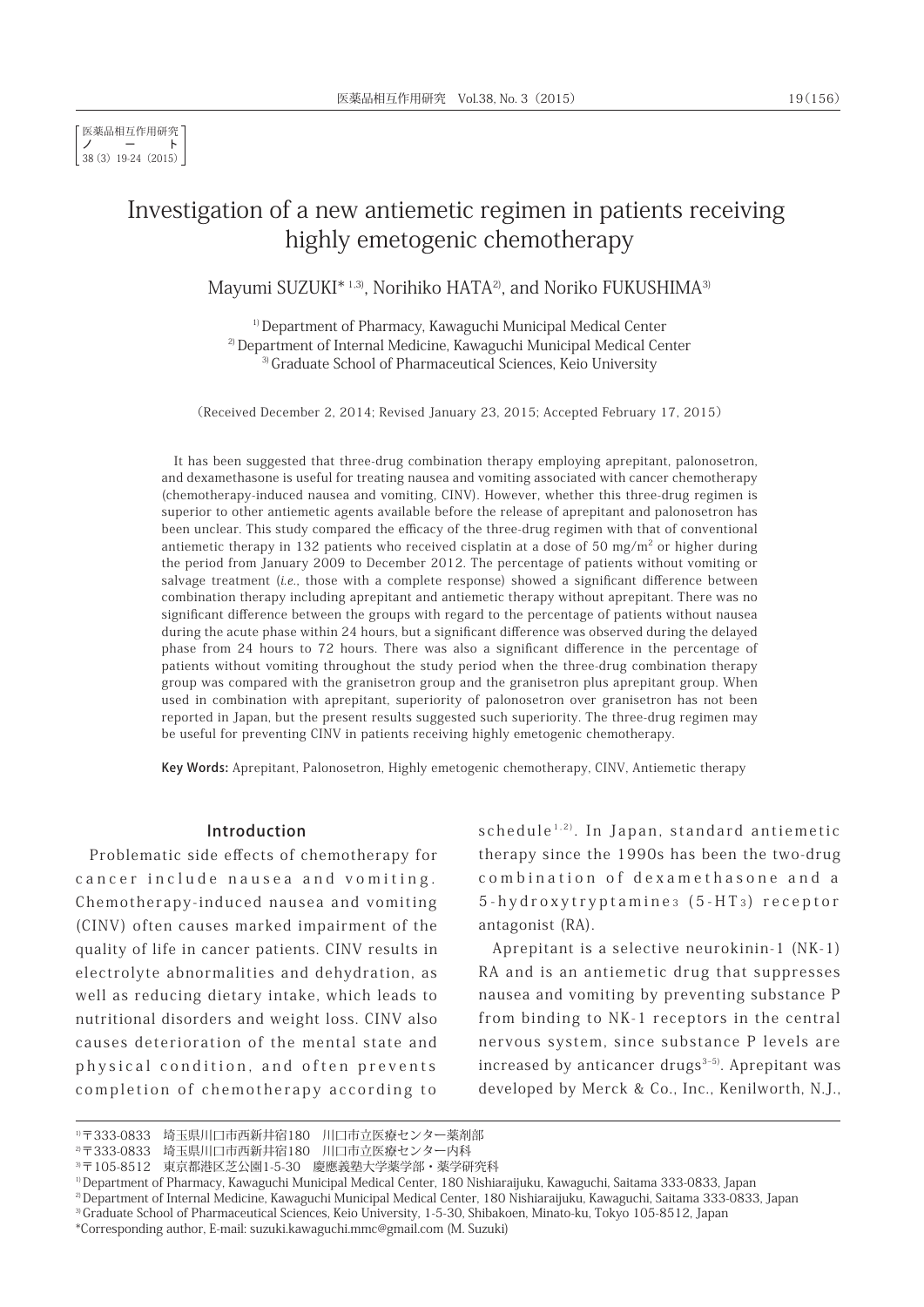医薬品相互作用研究
ノート
38(3) 19-24 (2015)

# Investigation of a new antiemetic regimen in patients receiving highly emetogenic chemotherapy

Mayumi SUZUKI*[1,3], Norihiko HATA[2], and Noriko FUKUSHIMA[3]

[1] Department of Pharmacy, Kawaguchi Municipal Medical Center
[2] Department of Internal Medicine, Kawaguchi Municipal Medical Center
[3] Graduate School of Pharmaceutical Sciences, Keio University

(Received December 2, 2014; Revised January 23, 2015; Accepted February 17, 2015)

It has been suggested that three-drug combination therapy employing aprepitant, palonosetron, and dexamethasone is useful for treating nausea and vomiting associated with cancer chemotherapy (chemotherapy-induced nausea and vomiting, CINV). However, whether this three-drug regimen is superior to other antiemetic agents available before the release of aprepitant and palonosetron has been unclear. This study compared the efficacy of the three-drug regimen with that of conventional antiemetic therapy in 132 patients who received cisplatin at a dose of 50 mg/m$^2$ or higher during the period from January 2009 to December 2012. The percentage of patients without vomiting or salvage treatment (*i.e.*, those with a complete response) showed a significant difference between combination therapy including aprepitant and antiemetic therapy without aprepitant. There was no significant difference between the groups with regard to the percentage of patients without nausea during the acute phase within 24 hours, but a significant difference was observed during the delayed phase from 24 hours to 72 hours. There was also a significant difference in the percentage of patients without vomiting throughout the study period when the three-drug combination therapy group was compared with the granisetron group and the granisetron plus aprepitant group. When used in combination with aprepitant, superiority of palonosetron over granisetron has not been reported in Japan, but the present results suggested such superiority. The three-drug regimen may be useful for preventing CINV in patients receiving highly emetogenic chemotherapy.

**Key Words:** Aprepitant, Palonosetron, Highly emetogenic chemotherapy, CINV, Antiemetic therapy

## Introduction

Problematic side effects of chemotherapy for cancer include nausea and vomiting. Chemotherapy-induced nausea and vomiting (CINV) often causes marked impairment of the quality of life in cancer patients. CINV results in electrolyte abnormalities and dehydration, as well as reducing dietary intake, which leads to nutritional disorders and weight loss. CINV also causes deterioration of the mental state and physical condition, and often prevents completion of chemotherapy according to schedule[1,2]. In Japan, standard antiemetic therapy since the 1990s has been the two-drug combination of dexamethasone and a 5-hydroxytryptamine$_3$ (5-HT$_3$) receptor antagonist (RA).

Aprepitant is a selective neurokinin-1 (NK-1) RA and is an antiemetic drug that suppresses nausea and vomiting by preventing substance P from binding to NK-1 receptors in the central nervous system, since substance P levels are increased by anticancer drugs[3–5]. Aprepitant was developed by Merck & Co., Inc., Kenilworth, N.J.,

---

[1] 〒333-0833 埼玉県川口市西新井宿180 川口市立医療センター薬剤部
[2] 〒333-0833 埼玉県川口市西新井宿180 川口市立医療センター内科
[3] 〒105-8512 東京都港区芝公園1-5-30 慶應義塾大学薬学部・薬学研究科
[1] Department of Pharmacy, Kawaguchi Municipal Medical Center, 180 Nishiaraijuku, Kawaguchi, Saitama 333-0833, Japan
[2] Department of Internal Medicine, Kawaguchi Municipal Medical Center, 180 Nishiaraijuku, Kawaguchi, Saitama 333-0833, Japan
[3] Graduate School of Pharmaceutical Sciences, Keio University, 1-5-30, Shibakoen, Minato-ku, Tokyo 105-8512, Japan
*Corresponding author, E-mail: suzuki.kawaguchi.mmc@gmail.com (M. Suzuki)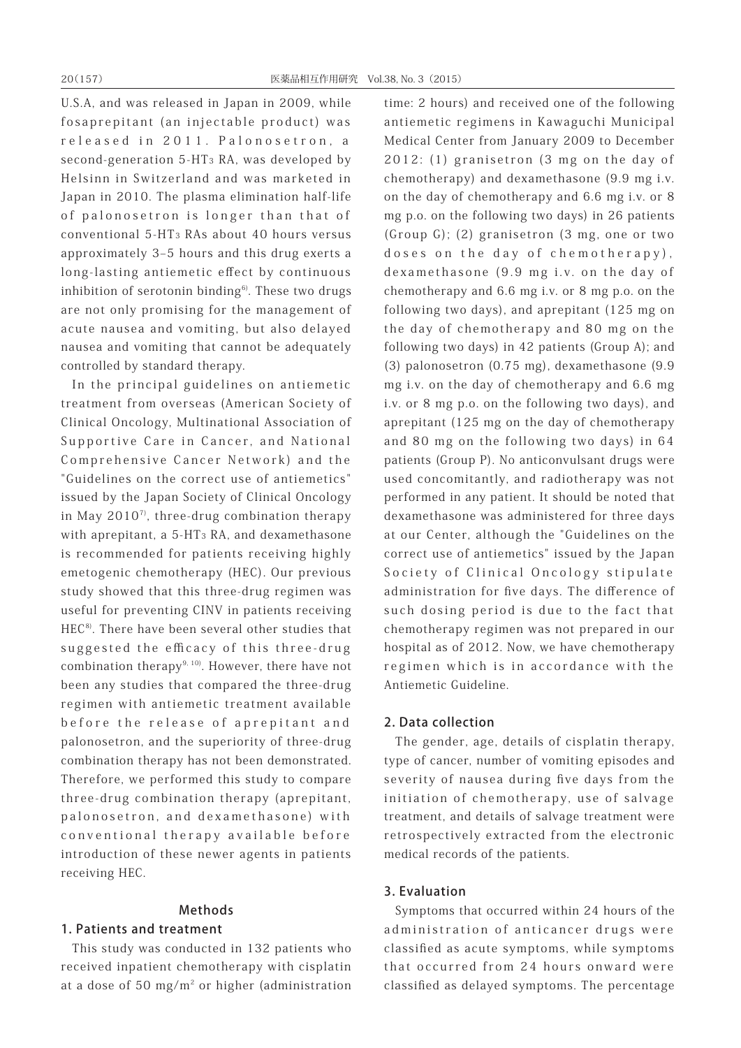U.S.A, and was released in Japan in 2009, while fosaprepitant (an injectable product) was released in 2011. Palonosetron, a second-generation 5-$HT_3$ RA, was developed by Helsinn in Switzerland and was marketed in Japan in 2010. The plasma elimination half-life of palonosetron is longer than that of conventional 5-$HT_3$ RAs about 40 hours versus approximately 3–5 hours and this drug exerts a long-lasting antiemetic effect by continuous inhibition of serotonin binding[6]. These two drugs are not only promising for the management of acute nausea and vomiting, but also delayed nausea and vomiting that cannot be adequately controlled by standard therapy.

In the principal guidelines on antiemetic treatment from overseas (American Society of Clinical Oncology, Multinational Association of Supportive Care in Cancer, and National Comprehensive Cancer Network) and the "Guidelines on the correct use of antiemetics" issued by the Japan Society of Clinical Oncology in May 2010[7], three-drug combination therapy with aprepitant, a 5-$HT_3$ RA, and dexamethasone is recommended for patients receiving highly emetogenic chemotherapy (HEC). Our previous study showed that this three-drug regimen was useful for preventing CINV in patients receiving HEC[8]. There have been several other studies that suggested the efficacy of this three-drug combination therapy[9, 10]. However, there have not been any studies that compared the three-drug regimen with antiemetic treatment available before the release of aprepitant and palonosetron, and the superiority of three-drug combination therapy has not been demonstrated. Therefore, we performed this study to compare three-drug combination therapy (aprepitant, palonosetron, and dexamethasone) with conventional therapy available before introduction of these newer agents in patients receiving HEC.

## Methods

### 1. Patients and treatment

This study was conducted in 132 patients who received inpatient chemotherapy with cisplatin at a dose of 50 mg/m$^2$ or higher (administration time: 2 hours) and received one of the following antiemetic regimens in Kawaguchi Municipal Medical Center from January 2009 to December 2012: (1) granisetron (3 mg on the day of chemotherapy) and dexamethasone (9.9 mg i.v. on the day of chemotherapy and 6.6 mg i.v. or 8 mg p.o. on the following two days) in 26 patients (Group G); (2) granisetron (3 mg, one or two doses on the day of chemotherapy), dexamethasone (9.9 mg i.v. on the day of chemotherapy and 6.6 mg i.v. or 8 mg p.o. on the following two days), and aprepitant (125 mg on the day of chemotherapy and 80 mg on the following two days) in 42 patients (Group A); and (3) palonosetron (0.75 mg), dexamethasone (9.9 mg i.v. on the day of chemotherapy and 6.6 mg i.v. or 8 mg p.o. on the following two days), and aprepitant (125 mg on the day of chemotherapy and 80 mg on the following two days) in 64 patients (Group P). No anticonvulsant drugs were used concomitantly, and radiotherapy was not performed in any patient. It should be noted that dexamethasone was administered for three days at our Center, although the "Guidelines on the correct use of antiemetics" issued by the Japan Society of Clinical Oncology stipulate administration for five days. The difference of such dosing period is due to the fact that chemotherapy regimen was not prepared in our hospital as of 2012. Now, we have chemotherapy regimen which is in accordance with the Antiemetic Guideline.

### 2. Data collection

The gender, age, details of cisplatin therapy, type of cancer, number of vomiting episodes and severity of nausea during five days from the initiation of chemotherapy, use of salvage treatment, and details of salvage treatment were retrospectively extracted from the electronic medical records of the patients.

### 3. Evaluation

Symptoms that occurred within 24 hours of the administration of anticancer drugs were classified as acute symptoms, while symptoms that occurred from 24 hours onward were classified as delayed symptoms. The percentage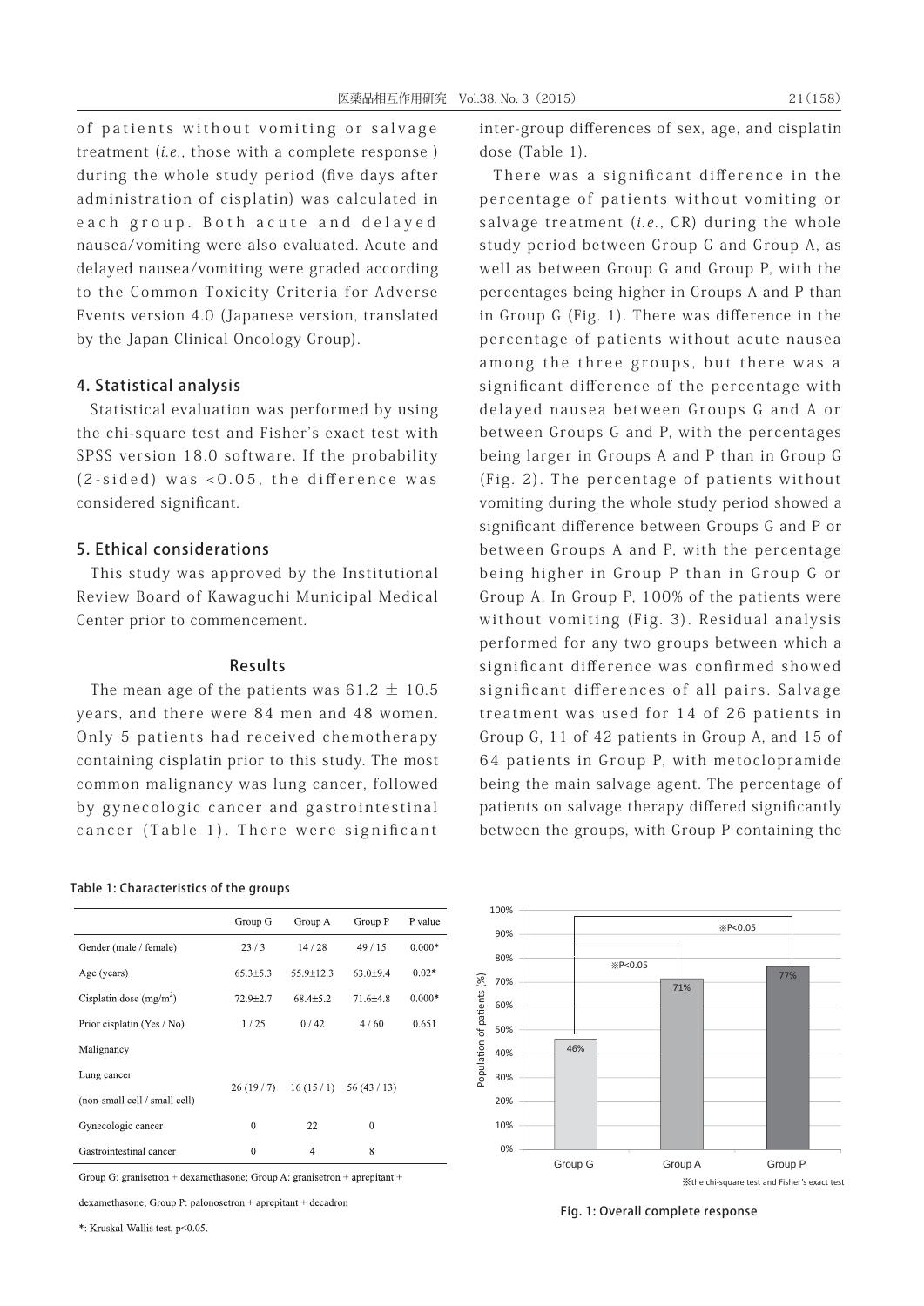of patients without vomiting or salvage treatment (*i.e.*, those with a complete response ) during the whole study period (five days after administration of cisplatin) was calculated in each group. Both acute and delayed nausea/vomiting were also evaluated. Acute and delayed nausea/vomiting were graded according to the Common Toxicity Criteria for Adverse Events version 4.0 (Japanese version, translated by the Japan Clinical Oncology Group).

## 4. Statistical analysis

Statistical evaluation was performed by using the chi-square test and Fisher's exact test with SPSS version 18.0 software. If the probability (2-sided) was <0.05, the difference was considered significant.

## 5. Ethical considerations

This study was approved by the Institutional Review Board of Kawaguchi Municipal Medical Center prior to commencement.

# Results

The mean age of the patients was 61.2 ± 10.5 years, and there were 84 men and 48 women. Only 5 patients had received chemotherapy containing cisplatin prior to this study. The most common malignancy was lung cancer, followed by gynecologic cancer and gastrointestinal cancer (Table 1). There were significant inter-group differences of sex, age, and cisplatin dose (Table 1).

There was a significant difference in the percentage of patients without vomiting or salvage treatment (*i.e.*, CR) during the whole study period between Group G and Group A, as well as between Group G and Group P, with the percentages being higher in Groups A and P than in Group G (Fig. 1). There was difference in the percentage of patients without acute nausea among the three groups, but there was a significant difference of the percentage with delayed nausea between Groups G and A or between Groups G and P, with the percentages being larger in Groups A and P than in Group G (Fig. 2). The percentage of patients without vomiting during the whole study period showed a significant difference between Groups G and P or between Groups A and P, with the percentage being higher in Group P than in Group G or Group A. In Group P, 100% of the patients were without vomiting (Fig. 3). Residual analysis performed for any two groups between which a significant difference was confirmed showed significant differences of all pairs. Salvage treatment was used for 14 of 26 patients in Group G, 11 of 42 patients in Group A, and 15 of 64 patients in Group P, with metoclopramide being the main salvage agent. The percentage of patients on salvage therapy differed significantly between the groups, with Group P containing the

**Table 1: Characteristics of the groups**

| | Group G | Group A | Group P | P value |
|---|---|---|---|---|
| Gender (male / female) | 23 / 3 | 14 / 28 | 49 / 15 | 0.000* |
| Age (years) | 65.3±5.3 | 55.9±12.3 | 63.0±9.4 | 0.02* |
| Cisplatin dose (mg/m$^2$) | 72.9±2.7 | 68.4±5.2 | 71.6±4.8 | 0.000* |
| Prior cisplatin (Yes / No) | 1 / 25 | 0 / 42 | 4 / 60 | 0.651 |
| Malignancy | | | | |
| Lung cancer (non-small cell / small cell) | 26 (19 / 7) | 16 (15 / 1) | 56 (43 / 13) | |
| Gynecologic cancer | 0 | 22 | 0 | |
| Gastrointestinal cancer | 0 | 4 | 8 | |

Group G: granisetron + dexamethasone; Group A: granisetron + aprepitant + dexamethasone; Group P: palonosetron + aprepitant + decadron

*: Kruskal-Wallis test, p<0.05.

**Fig. 1: Overall complete response**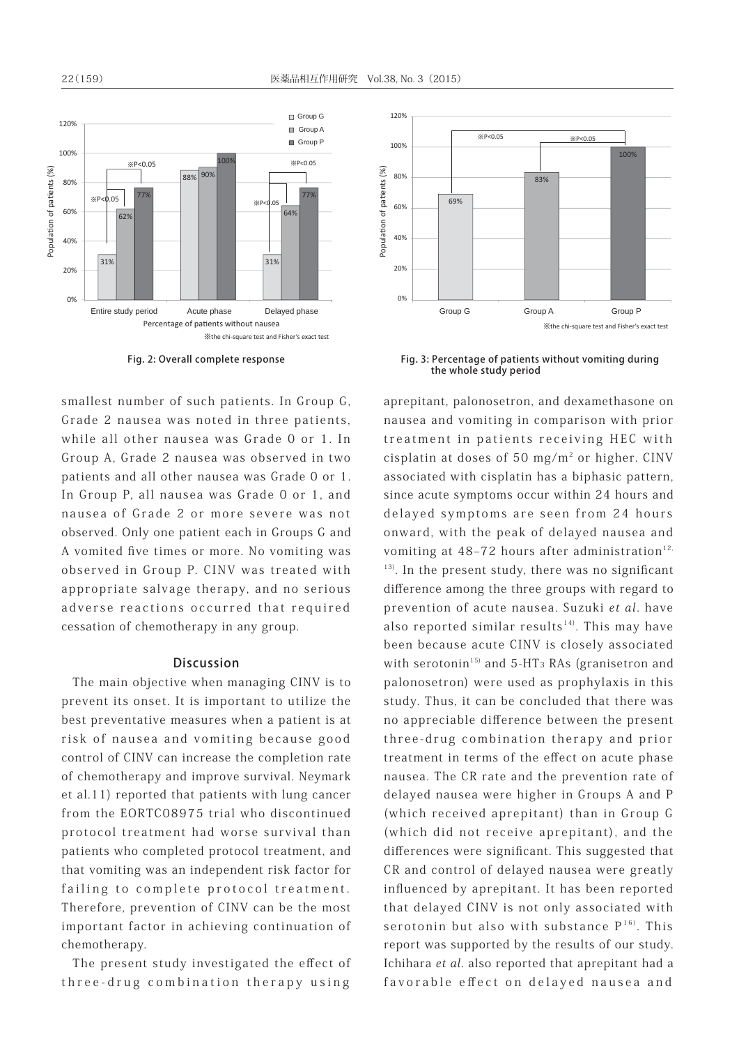Fig. 2: Overall complete response

Fig. 3: Percentage of patients without vomiting during the whole study period

smallest number of such patients. In Group G, Grade 2 nausea was noted in three patients, while all other nausea was Grade 0 or 1. In Group A, Grade 2 nausea was observed in two patients and all other nausea was Grade 0 or 1. In Group P, all nausea was Grade 0 or 1, and nausea of Grade 2 or more severe was not observed. Only one patient each in Groups G and A vomited five times or more. No vomiting was observed in Group P. CINV was treated with appropriate salvage therapy, and no serious adverse reactions occurred that required cessation of chemotherapy in any group.

## Discussion

The main objective when managing CINV is to prevent its onset. It is important to utilize the best preventative measures when a patient is at risk of nausea and vomiting because good control of CINV can increase the completion rate of chemotherapy and improve survival. Neymark et al.11) reported that patients with lung cancer from the EORTC08975 trial who discontinued protocol treatment had worse survival than patients who completed protocol treatment, and that vomiting was an independent risk factor for failing to complete protocol treatment. Therefore, prevention of CINV can be the most important factor in achieving continuation of chemotherapy.

The present study investigated the effect of three-drug combination therapy using aprepitant, palonosetron, and dexamethasone on nausea and vomiting in comparison with prior treatment in patients receiving HEC with cisplatin at doses of 50 mg/m$^2$ or higher. CINV associated with cisplatin has a biphasic pattern, since acute symptoms occur within 24 hours and delayed symptoms are seen from 24 hours onward, with the peak of delayed nausea and vomiting at 48–72 hours after administration[12, 13]. In the present study, there was no significant difference among the three groups with regard to prevention of acute nausea. Suzuki *et al.* have also reported similar results[14]. This may have been because acute CINV is closely associated with serotonin[15] and 5-HT$_3$ RAs (granisetron and palonosetron) were used as prophylaxis in this study. Thus, it can be concluded that there was no appreciable difference between the present three-drug combination therapy and prior treatment in terms of the effect on acute phase nausea. The CR rate and the prevention rate of delayed nausea were higher in Groups A and P (which received aprepitant) than in Group G (which did not receive aprepitant), and the differences were significant. This suggested that CR and control of delayed nausea were greatly influenced by aprepitant. It has been reported that delayed CINV is not only associated with serotonin but also with substance P[16]. This report was supported by the results of our study. Ichihara *et al.* also reported that aprepitant had a favorable effect on delayed nausea and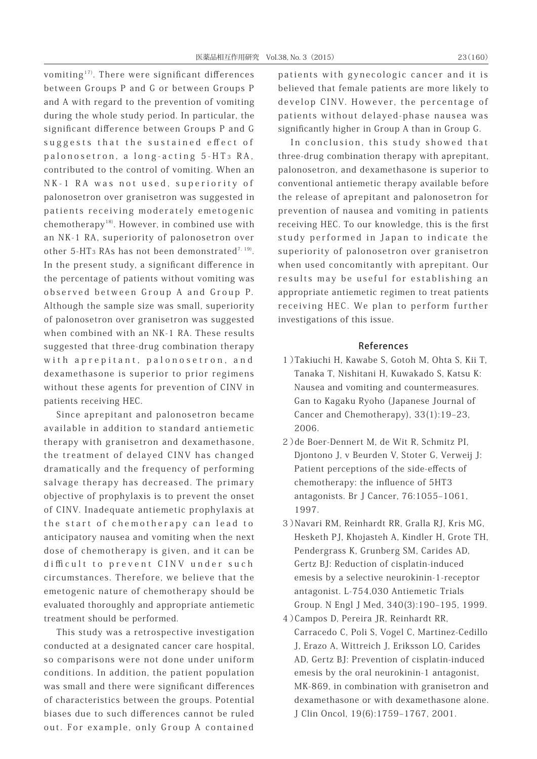vomiting[17]. There were significant differences between Groups P and G or between Groups P and A with regard to the prevention of vomiting during the whole study period. In particular, the significant difference between Groups P and G suggests that the sustained effect of palonosetron, a long-acting 5-$HT_3$ RA, contributed to the control of vomiting. When an NK-1 RA was not used, superiority of palonosetron over granisetron was suggested in patients receiving moderately emetogenic chemotherapy[18]. However, in combined use with an NK-1 RA, superiority of palonosetron over other 5-$HT_3$ RAs has not been demonstrated[7, 19]. In the present study, a significant difference in the percentage of patients without vomiting was observed between Group A and Group P. Although the sample size was small, superiority of palonosetron over granisetron was suggested when combined with an NK-1 RA. These results suggested that three-drug combination therapy with aprepitant, palonosetron, and dexamethasone is superior to prior regimens without these agents for prevention of CINV in patients receiving HEC.

Since aprepitant and palonosetron became available in addition to standard antiemetic therapy with granisetron and dexamethasone, the treatment of delayed CINV has changed dramatically and the frequency of performing salvage therapy has decreased. The primary objective of prophylaxis is to prevent the onset of CINV. Inadequate antiemetic prophylaxis at the start of chemotherapy can lead to anticipatory nausea and vomiting when the next dose of chemotherapy is given, and it can be difficult to prevent CINV under such circumstances. Therefore, we believe that the emetogenic nature of chemotherapy should be evaluated thoroughly and appropriate antiemetic treatment should be performed.

This study was a retrospective investigation conducted at a designated cancer care hospital, so comparisons were not done under uniform conditions. In addition, the patient population was small and there were significant differences of characteristics between the groups. Potential biases due to such differences cannot be ruled out. For example, only Group A contained patients with gynecologic cancer and it is believed that female patients are more likely to develop CINV. However, the percentage of patients without delayed-phase nausea was significantly higher in Group A than in Group G.

In conclusion, this study showed that three-drug combination therapy with aprepitant, palonosetron, and dexamethasone is superior to conventional antiemetic therapy available before the release of aprepitant and palonosetron for prevention of nausea and vomiting in patients receiving HEC. To our knowledge, this is the first study performed in Japan to indicate the superiority of palonosetron over granisetron when used concomitantly with aprepitant. Our results may be useful for establishing an appropriate antiemetic regimen to treat patients receiving HEC. We plan to perform further investigations of this issue.

## References

1) Takiuchi H, Kawabe S, Gotoh M, Ohta S, Kii T, Tanaka T, Nishitani H, Kuwakado S, Katsu K: Nausea and vomiting and countermeasures. Gan to Kagaku Ryoho (Japanese Journal of Cancer and Chemotherapy), 33(1):19–23, 2006.

2) de Boer-Dennert M, de Wit R, Schmitz PI, Djontono J, v Beurden V, Stoter G, Verweij J: Patient perceptions of the side-effects of chemotherapy: the influence of 5HT3 antagonists. Br J Cancer, 76:1055–1061, 1997.

3) Navari RM, Reinhardt RR, Gralla RJ, Kris MG, Hesketh PJ, Khojasteh A, Kindler H, Grote TH, Pendergrass K, Grunberg SM, Carides AD, Gertz BJ: Reduction of cisplatin-induced emesis by a selective neurokinin-1-receptor antagonist. L-754,030 Antiemetic Trials Group. N Engl J Med, 340(3):190–195, 1999.

4) Campos D, Pereira JR, Reinhardt RR, Carracedo C, Poli S, Vogel C, Martinez-Cedillo J, Erazo A, Wittreich J, Eriksson LO, Carides AD, Gertz BJ: Prevention of cisplatin-induced emesis by the oral neurokinin-1 antagonist, MK-869, in combination with granisetron and dexamethasone or with dexamethasone alone. J Clin Oncol, 19(6):1759–1767, 2001.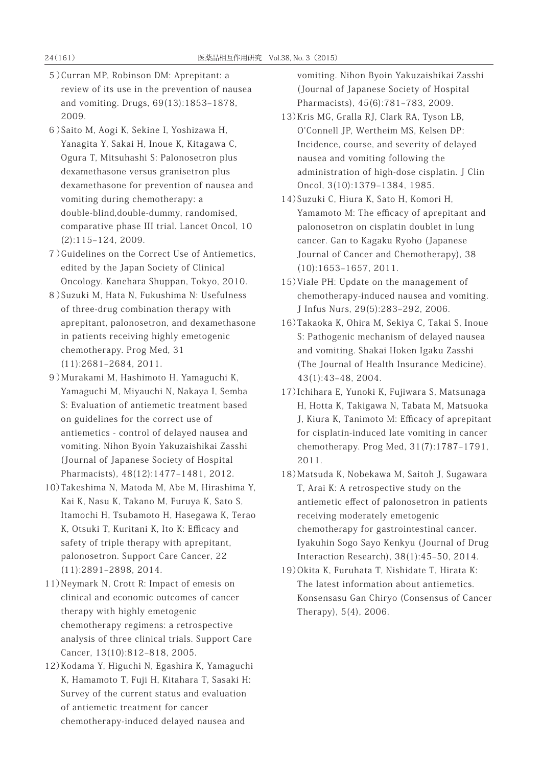5) Curran MP, Robinson DM: Aprepitant: a review of its use in the prevention of nausea and vomiting. Drugs, 69(13):1853–1878, 2009.

6) Saito M, Aogi K, Sekine I, Yoshizawa H, Yanagita Y, Sakai H, Inoue K, Kitagawa C, Ogura T, Mitsuhashi S: Palonosetron plus dexamethasone versus granisetron plus dexamethasone for prevention of nausea and vomiting during chemotherapy: a double-blind,double-dummy, randomised, comparative phase III trial. Lancet Oncol, 10 (2):115–124, 2009.

7) Guidelines on the Correct Use of Antiemetics, edited by the Japan Society of Clinical Oncology. Kanehara Shuppan, Tokyo, 2010.

8) Suzuki M, Hata N, Fukushima N: Usefulness of three-drug combination therapy with aprepitant, palonosetron, and dexamethasone in patients receiving highly emetogenic chemotherapy. Prog Med, 31 (11):2681–2684, 2011.

9) Murakami M, Hashimoto H, Yamaguchi K, Yamaguchi M, Miyauchi N, Nakaya I, Semba S: Evaluation of antiemetic treatment based on guidelines for the correct use of antiemetics - control of delayed nausea and vomiting. Nihon Byoin Yakuzaishikai Zasshi (Journal of Japanese Society of Hospital Pharmacists), 48(12):1477–1481, 2012.

10) Takeshima N, Matoda M, Abe M, Hirashima Y, Kai K, Nasu K, Takano M, Furuya K, Sato S, Itamochi H, Tsubamoto H, Hasegawa K, Terao K, Otsuki T, Kuritani K, Ito K: Efficacy and safety of triple therapy with aprepitant, palonosetron. Support Care Cancer, 22 (11):2891–2898, 2014.

11) Neymark N, Crott R: Impact of emesis on clinical and economic outcomes of cancer therapy with highly emetogenic chemotherapy regimens: a retrospective analysis of three clinical trials. Support Care Cancer, 13(10):812–818, 2005.

12) Kodama Y, Higuchi N, Egashira K, Yamaguchi K, Hamamoto T, Fuji H, Kitahara T, Sasaki H: Survey of the current status and evaluation of antiemetic treatment for cancer chemotherapy-induced delayed nausea and vomiting. Nihon Byoin Yakuzaishikai Zasshi (Journal of Japanese Society of Hospital Pharmacists), 45(6):781–783, 2009.

13) Kris MG, Gralla RJ, Clark RA, Tyson LB, O'Connell JP, Wertheim MS, Kelsen DP: Incidence, course, and severity of delayed nausea and vomiting following the administration of high-dose cisplatin. J Clin Oncol, 3(10):1379–1384, 1985.

14) Suzuki C, Hiura K, Sato H, Komori H, Yamamoto M: The efficacy of aprepitant and palonosetron on cisplatin doublet in lung cancer. Gan to Kagaku Ryoho (Japanese Journal of Cancer and Chemotherapy), 38 (10):1653–1657, 2011.

15) Viale PH: Update on the management of chemotherapy-induced nausea and vomiting. J Infus Nurs, 29(5):283–292, 2006.

16) Takaoka K, Ohira M, Sekiya C, Takai S, Inoue S: Pathogenic mechanism of delayed nausea and vomiting. Shakai Hoken Igaku Zasshi (The Journal of Health Insurance Medicine), 43(1):43–48, 2004.

17) Ichihara E, Yunoki K, Fujiwara S, Matsunaga H, Hotta K, Takigawa N, Tabata M, Matsuoka J, Kiura K, Tanimoto M: Efficacy of aprepitant for cisplatin-induced late vomiting in cancer chemotherapy. Prog Med, 31(7):1787–1791, 2011.

18) Matsuda K, Nobekawa M, Saitoh J, Sugawara T, Arai K: A retrospective study on the antiemetic effect of palonosetron in patients receiving moderately emetogenic chemotherapy for gastrointestinal cancer. Iyakuhin Sogo Sayo Kenkyu (Journal of Drug Interaction Research), 38(1):45–50, 2014.

19) Okita K, Furuhata T, Nishidate T, Hirata K: The latest information about antiemetics. Konsensasu Gan Chiryo (Consensus of Cancer Therapy), 5(4), 2006.